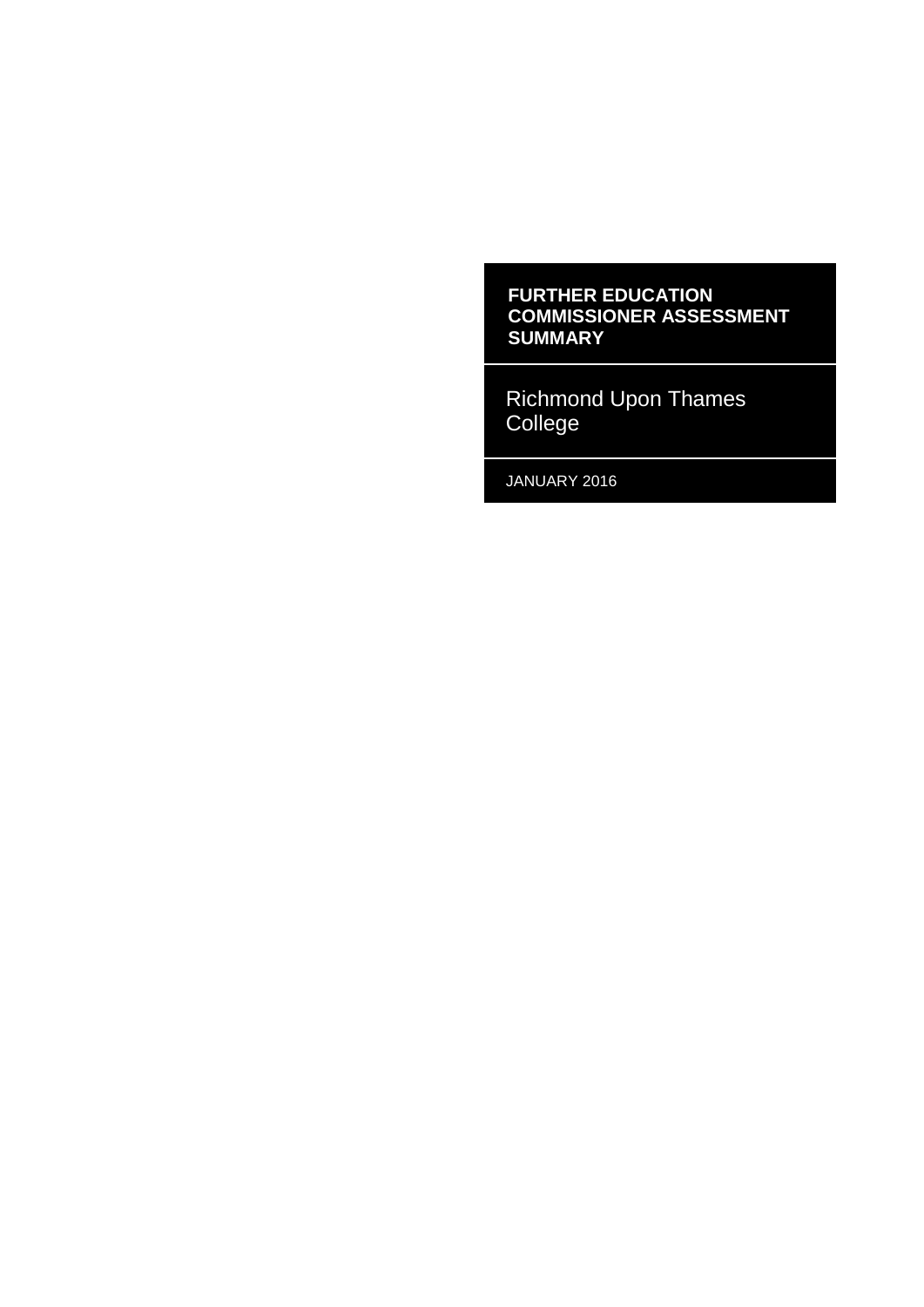# FURTHER EDUCATION COMMISSIONER ASSESSMENT SUMMARY

## Richmond Upon Thames College

JANUARY 2016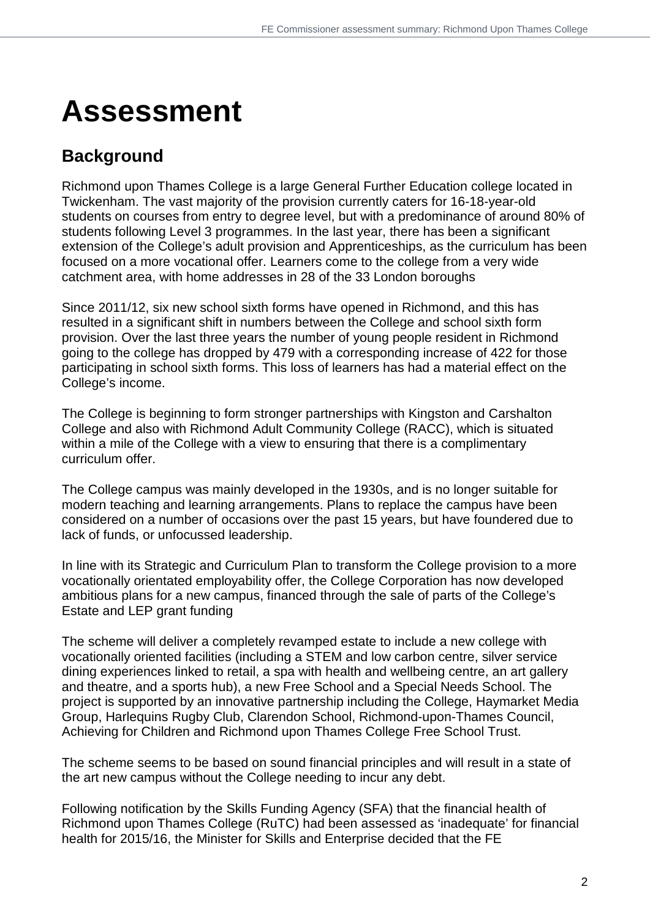# Assessment

## Background

Richmond upon Thames College is a large General Further Education college located in Twickenham. The vast majority of the provision currently caters for 16-18-year-old students on courses from entry to degree level, but with a predominance of around 80% of students following Level 3 programmes. In the last year, there has been a significant extension of the College's adult provision and Apprenticeships, as the curriculum has been focused on a more vocational offer. Learners come to the college from a very wide catchment area, with home addresses in 28 of the 33 London boroughs

Since 2011/12, six new school sixth forms have opened in Richmond, and this has resulted in a significant shift in numbers between the College and school sixth form provision. Over the last three years the number of young people resident in Richmond going to the college has dropped by 479 with a corresponding increase of 422 for those participating in school sixth forms. This loss of learners has had a material effect on the College's income.

The College is beginning to form stronger partnerships with Kingston and Carshalton College and also with Richmond Adult Community College (RACC), which is situated within a mile of the College with a view to ensuring that there is a complimentary curriculum offer.

The College campus was mainly developed in the 1930s, and is no longer suitable for modern teaching and learning arrangements. Plans to replace the campus have been considered on a number of occasions over the past 15 years, but have foundered due to lack of funds, or unfocussed leadership.

In line with its Strategic and Curriculum Plan to transform the College provision to a more vocationally orientated employability offer, the College Corporation has now developed ambitious plans for a new campus, financed through the sale of parts of the College's Estate and LEP grant funding

The scheme will deliver a completely revamped estate to include a new college with vocationally oriented facilities (including a STEM and low carbon centre, silver service dining experiences linked to retail, a spa with health and wellbeing centre, an art gallery and theatre, and a sports hub), a new Free School and a Special Needs School. The project is supported by an innovative partnership including the College, Haymarket Media Group, Harlequins Rugby Club, Clarendon School, Richmond-upon-Thames Council, Achieving for Children and Richmond upon Thames College Free School Trust.

The scheme seems to be based on sound financial principles and will result in a state of the art new campus without the College needing to incur any debt.

Following notification by the Skills Funding Agency (SFA) that the financial health of Richmond upon Thames College (RuTC) had been assessed as 'inadequate' for financial health for 2015/16, the Minister for Skills and Enterprise decided that the FE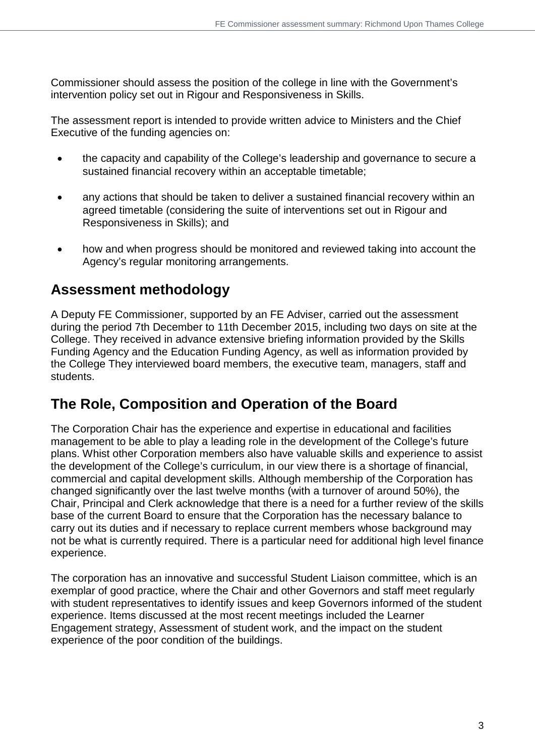Commissioner should assess the position of the college in line with the Government's intervention policy set out in Rigour and Responsiveness in Skills.

The assessment report is intended to provide written advice to Ministers and the Chief Executive of the funding agencies on:

- the capacity and capability of the College's leadership and governance to secure a sustained financial recovery within an acceptable timetable;
- any actions that should be taken to deliver a sustained financial recovery within an agreed timetable (considering the suite of interventions set out in Rigour and Responsiveness in Skills); and
- how and when progress should be monitored and reviewed taking into account the Agency's regular monitoring arrangements.

## Assessment methodology

A Deputy FE Commissioner, supported by an FE Adviser, carried out the assessment during the period 7th December to 11th December 2015, including two days on site at the College. They received in advance extensive briefing information provided by the Skills Funding Agency and the Education Funding Agency, as well as information provided by the College They interviewed board members, the executive team, managers, staff and students.

## The Role, Composition and Operation of the Board

The Corporation Chair has the experience and expertise in educational and facilities management to be able to play a leading role in the development of the College's future plans. Whist other Corporation members also have valuable skills and experience to assist the development of the College's curriculum, in our view there is a shortage of financial, commercial and capital development skills. Although membership of the Corporation has changed significantly over the last twelve months (with a turnover of around 50%), the Chair, Principal and Clerk acknowledge that there is a need for a further review of the skills base of the current Board to ensure that the Corporation has the necessary balance to carry out its duties and if necessary to replace current members whose background may not be what is currently required. There is a particular need for additional high level finance experience.

The corporation has an innovative and successful Student Liaison committee, which is an exemplar of good practice, where the Chair and other Governors and staff meet regularly with student representatives to identify issues and keep Governors informed of the student experience. Items discussed at the most recent meetings included the Learner Engagement strategy, Assessment of student work, and the impact on the student experience of the poor condition of the buildings.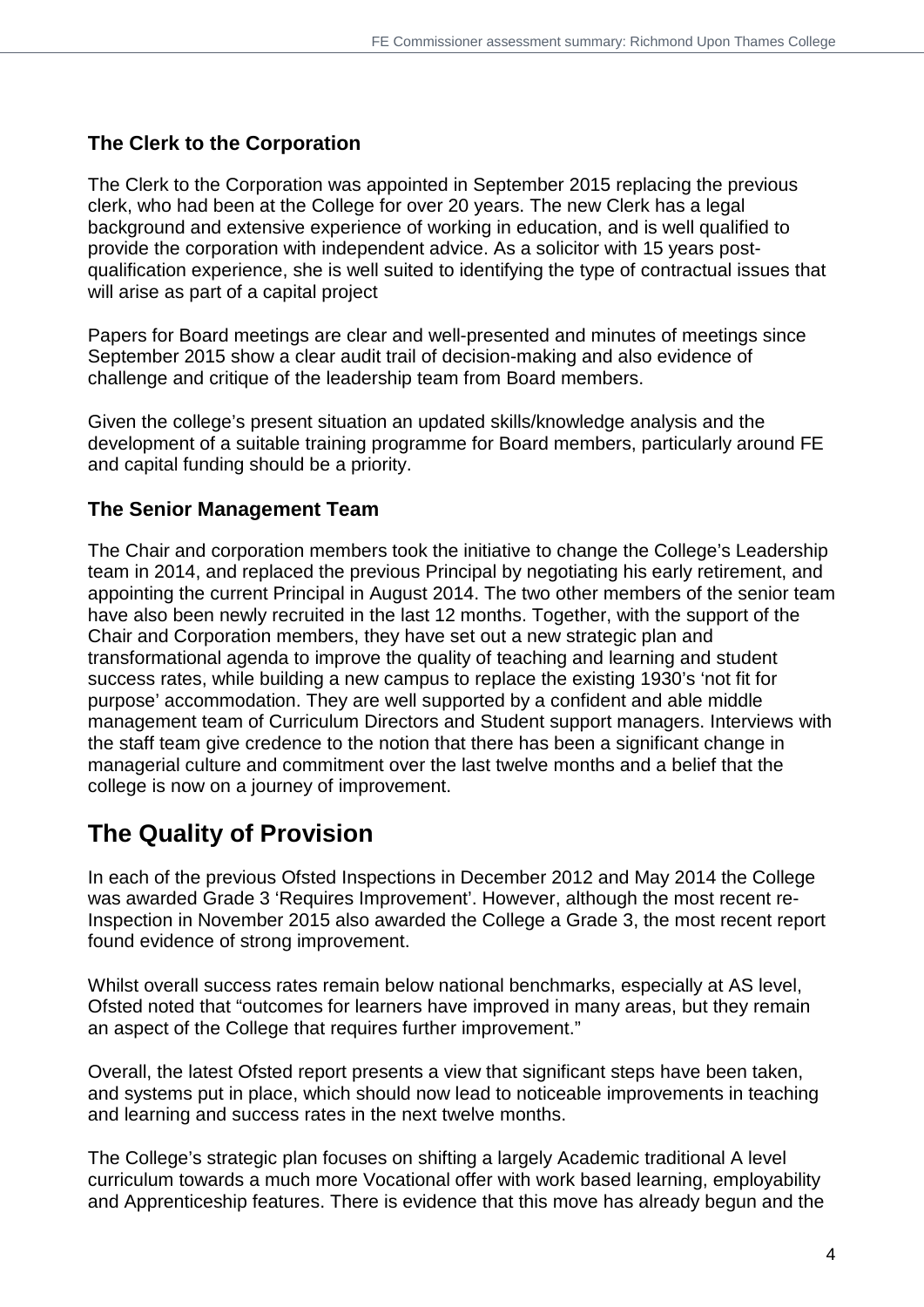### The Clerk to the Corporation

The Clerk to the Corporation was appointed in September 2015 replacing the previous clerk, who had been at the College for over 20 years. The new Clerk has a legal background and extensive experience of working in education, and is well qualified to provide the corporation with independent advice. As a solicitor with 15 years post-qualification experience, she is well suited to identifying the type of contractual issues that will arise as part of a capital project

Papers for Board meetings are clear and well-presented and minutes of meetings since September 2015 show a clear audit trail of decision-making and also evidence of challenge and critique of the leadership team from Board members.

Given the college's present situation an updated skills/knowledge analysis and the development of a suitable training programme for Board members, particularly around FE and capital funding should be a priority.

### The Senior Management Team

The Chair and corporation members took the initiative to change the College's Leadership team in 2014, and replaced the previous Principal by negotiating his early retirement, and appointing the current Principal in August 2014. The two other members of the senior team have also been newly recruited in the last 12 months. Together, with the support of the Chair and Corporation members, they have set out a new strategic plan and transformational agenda to improve the quality of teaching and learning and student success rates, while building a new campus to replace the existing 1930's 'not fit for purpose' accommodation. They are well supported by a confident and able middle management team of Curriculum Directors and Student support managers. Interviews with the staff team give credence to the notion that there has been a significant change in managerial culture and commitment over the last twelve months and a belief that the college is now on a journey of improvement.

## The Quality of Provision

In each of the previous Ofsted Inspections in December 2012 and May 2014 the College was awarded Grade 3 'Requires Improvement'. However, although the most recent re-Inspection in November 2015 also awarded the College a Grade 3, the most recent report found evidence of strong improvement.

Whilst overall success rates remain below national benchmarks, especially at AS level, Ofsted noted that "outcomes for learners have improved in many areas, but they remain an aspect of the College that requires further improvement."

Overall, the latest Ofsted report presents a view that significant steps have been taken, and systems put in place, which should now lead to noticeable improvements in teaching and learning and success rates in the next twelve months.

The College's strategic plan focuses on shifting a largely Academic traditional A level curriculum towards a much more Vocational offer with work based learning, employability and Apprenticeship features. There is evidence that this move has already begun and the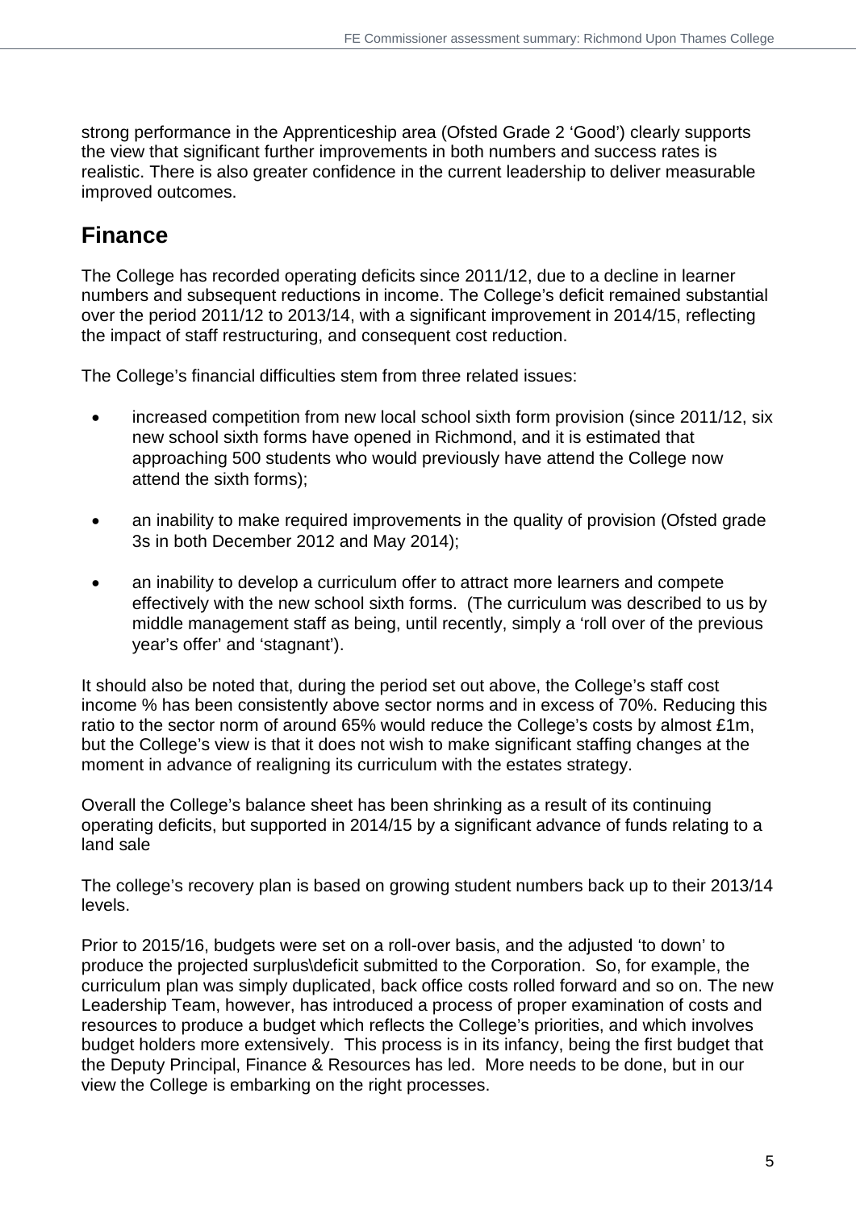strong performance in the Apprenticeship area (Ofsted Grade 2 'Good') clearly supports the view that significant further improvements in both numbers and success rates is realistic. There is also greater confidence in the current leadership to deliver measurable improved outcomes.

## Finance

The College has recorded operating deficits since 2011/12, due to a decline in learner numbers and subsequent reductions in income. The College's deficit remained substantial over the period 2011/12 to 2013/14, with a significant improvement in 2014/15, reflecting the impact of staff restructuring, and consequent cost reduction.

The College's financial difficulties stem from three related issues:

- increased competition from new local school sixth form provision (since 2011/12, six new school sixth forms have opened in Richmond, and it is estimated that approaching 500 students who would previously have attend the College now attend the sixth forms);
- an inability to make required improvements in the quality of provision (Ofsted grade 3s in both December 2012 and May 2014);
- an inability to develop a curriculum offer to attract more learners and compete effectively with the new school sixth forms. (The curriculum was described to us by middle management staff as being, until recently, simply a 'roll over of the previous year's offer' and 'stagnant').

It should also be noted that, during the period set out above, the College's staff cost income % has been consistently above sector norms and in excess of 70%. Reducing this ratio to the sector norm of around 65% would reduce the College's costs by almost £1m, but the College's view is that it does not wish to make significant staffing changes at the moment in advance of realigning its curriculum with the estates strategy.

Overall the College's balance sheet has been shrinking as a result of its continuing operating deficits, but supported in 2014/15 by a significant advance of funds relating to a land sale

The college's recovery plan is based on growing student numbers back up to their 2013/14 levels.

Prior to 2015/16, budgets were set on a roll-over basis, and the adjusted 'to down' to produce the projected surplus\deficit submitted to the Corporation. So, for example, the curriculum plan was simply duplicated, back office costs rolled forward and so on. The new Leadership Team, however, has introduced a process of proper examination of costs and resources to produce a budget which reflects the College's priorities, and which involves budget holders more extensively. This process is in its infancy, being the first budget that the Deputy Principal, Finance & Resources has led. More needs to be done, but in our view the College is embarking on the right processes.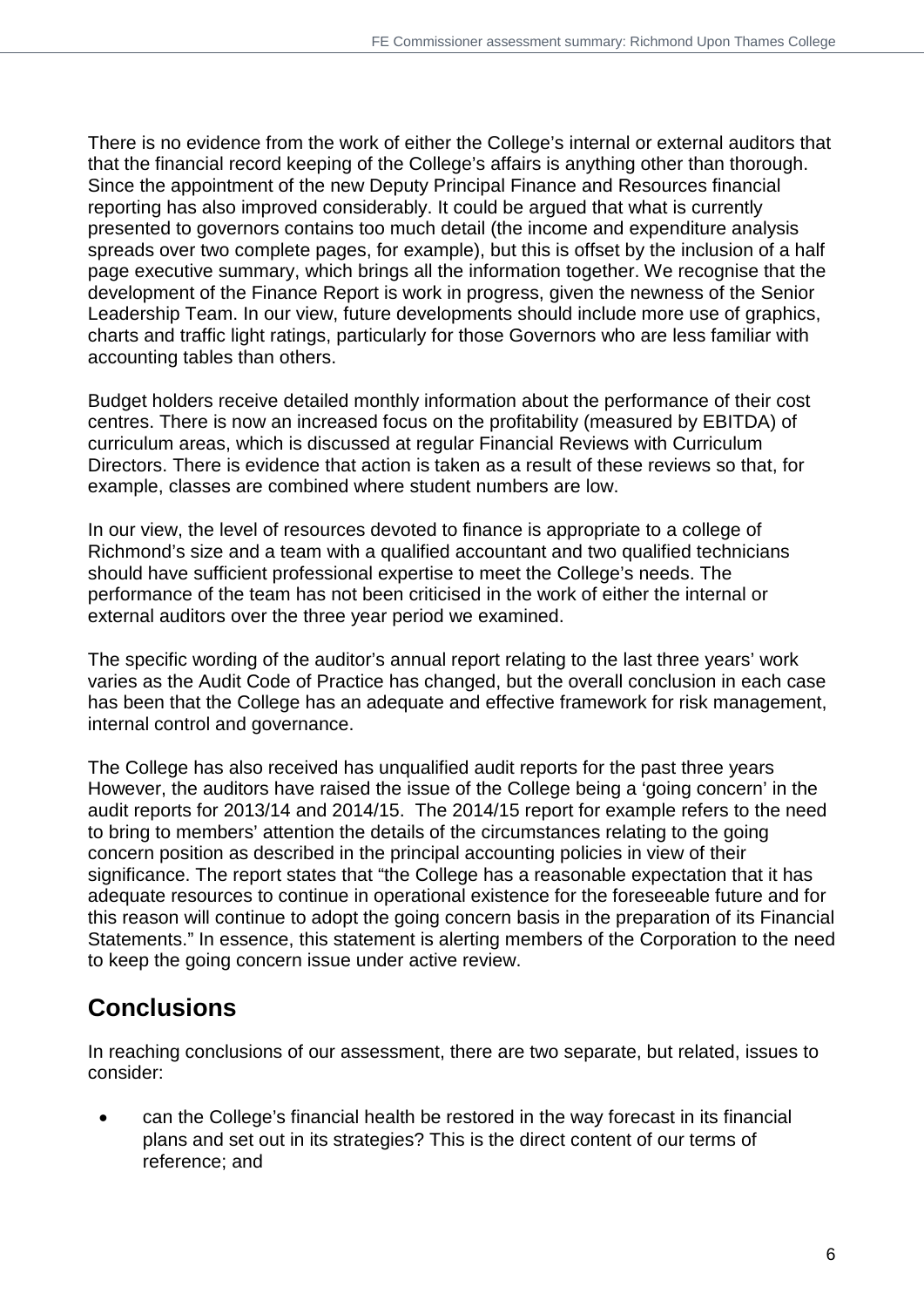There is no evidence from the work of either the College's internal or external auditors that that the financial record keeping of the College's affairs is anything other than thorough. Since the appointment of the new Deputy Principal Finance and Resources financial reporting has also improved considerably. It could be argued that what is currently presented to governors contains too much detail (the income and expenditure analysis spreads over two complete pages, for example), but this is offset by the inclusion of a half page executive summary, which brings all the information together. We recognise that the development of the Finance Report is work in progress, given the newness of the Senior Leadership Team. In our view, future developments should include more use of graphics, charts and traffic light ratings, particularly for those Governors who are less familiar with accounting tables than others.

Budget holders receive detailed monthly information about the performance of their cost centres. There is now an increased focus on the profitability (measured by EBITDA) of curriculum areas, which is discussed at regular Financial Reviews with Curriculum Directors. There is evidence that action is taken as a result of these reviews so that, for example, classes are combined where student numbers are low.

In our view, the level of resources devoted to finance is appropriate to a college of Richmond's size and a team with a qualified accountant and two qualified technicians should have sufficient professional expertise to meet the College's needs. The performance of the team has not been criticised in the work of either the internal or external auditors over the three year period we examined.

The specific wording of the auditor's annual report relating to the last three years' work varies as the Audit Code of Practice has changed, but the overall conclusion in each case has been that the College has an adequate and effective framework for risk management, internal control and governance.

The College has also received has unqualified audit reports for the past three years However, the auditors have raised the issue of the College being a 'going concern' in the audit reports for 2013/14 and 2014/15. The 2014/15 report for example refers to the need to bring to members' attention the details of the circumstances relating to the going concern position as described in the principal accounting policies in view of their significance. The report states that "the College has a reasonable expectation that it has adequate resources to continue in operational existence for the foreseeable future and for this reason will continue to adopt the going concern basis in the preparation of its Financial Statements." In essence, this statement is alerting members of the Corporation to the need to keep the going concern issue under active review.

## Conclusions

In reaching conclusions of our assessment, there are two separate, but related, issues to consider:

- can the College's financial health be restored in the way forecast in its financial plans and set out in its strategies? This is the direct content of our terms of reference; and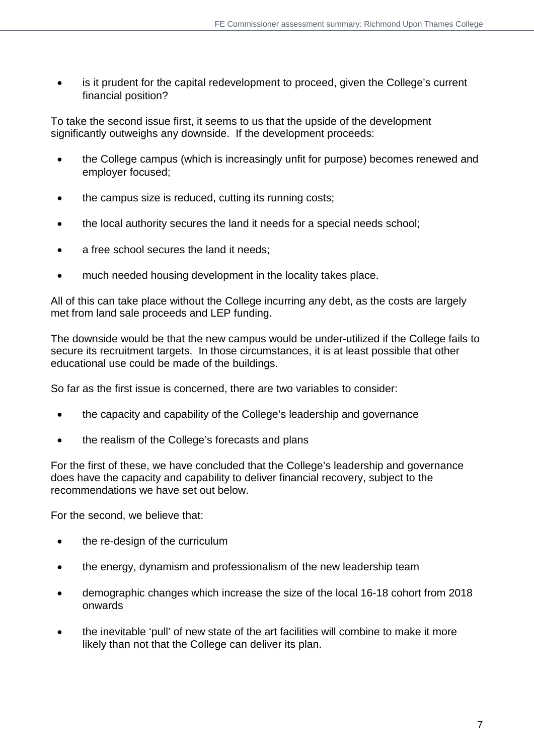- is it prudent for the capital redevelopment to proceed, given the College's current financial position?

To take the second issue first, it seems to us that the upside of the development significantly outweighs any downside. If the development proceeds:

- the College campus (which is increasingly unfit for purpose) becomes renewed and employer focused;
- the campus size is reduced, cutting its running costs;
- the local authority secures the land it needs for a special needs school;
- a free school secures the land it needs;
- much needed housing development in the locality takes place.

All of this can take place without the College incurring any debt, as the costs are largely met from land sale proceeds and LEP funding.

The downside would be that the new campus would be under-utilized if the College fails to secure its recruitment targets. In those circumstances, it is at least possible that other educational use could be made of the buildings.

So far as the first issue is concerned, there are two variables to consider:

- the capacity and capability of the College's leadership and governance
- the realism of the College's forecasts and plans

For the first of these, we have concluded that the College's leadership and governance does have the capacity and capability to deliver financial recovery, subject to the recommendations we have set out below.

For the second, we believe that:

- the re-design of the curriculum
- the energy, dynamism and professionalism of the new leadership team
- demographic changes which increase the size of the local 16-18 cohort from 2018 onwards
- the inevitable 'pull' of new state of the art facilities will combine to make it more likely than not that the College can deliver its plan.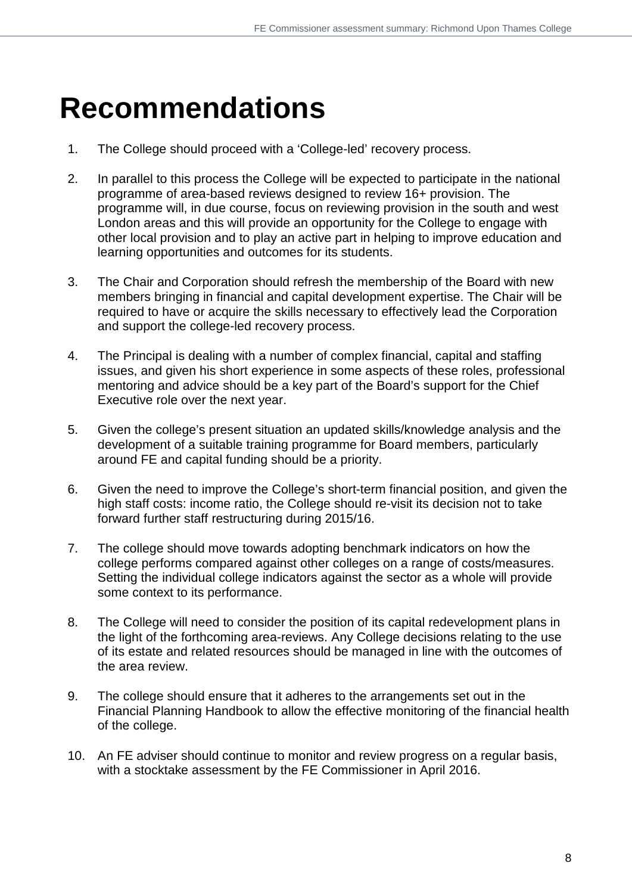# Recommendations

1. The College should proceed with a 'College-led' recovery process.

2. In parallel to this process the College will be expected to participate in the national programme of area-based reviews designed to review 16+ provision. The programme will, in due course, focus on reviewing provision in the south and west London areas and this will provide an opportunity for the College to engage with other local provision and to play an active part in helping to improve education and learning opportunities and outcomes for its students.

3. The Chair and Corporation should refresh the membership of the Board with new members bringing in financial and capital development expertise. The Chair will be required to have or acquire the skills necessary to effectively lead the Corporation and support the college-led recovery process.

4. The Principal is dealing with a number of complex financial, capital and staffing issues, and given his short experience in some aspects of these roles, professional mentoring and advice should be a key part of the Board's support for the Chief Executive role over the next year.

5. Given the college's present situation an updated skills/knowledge analysis and the development of a suitable training programme for Board members, particularly around FE and capital funding should be a priority.

6. Given the need to improve the College's short-term financial position, and given the high staff costs: income ratio, the College should re-visit its decision not to take forward further staff restructuring during 2015/16.

7. The college should move towards adopting benchmark indicators on how the college performs compared against other colleges on a range of costs/measures. Setting the individual college indicators against the sector as a whole will provide some context to its performance.

8. The College will need to consider the position of its capital redevelopment plans in the light of the forthcoming area-reviews. Any College decisions relating to the use of its estate and related resources should be managed in line with the outcomes of the area review.

9. The college should ensure that it adheres to the arrangements set out in the Financial Planning Handbook to allow the effective monitoring of the financial health of the college.

10. An FE adviser should continue to monitor and review progress on a regular basis, with a stocktake assessment by the FE Commissioner in April 2016.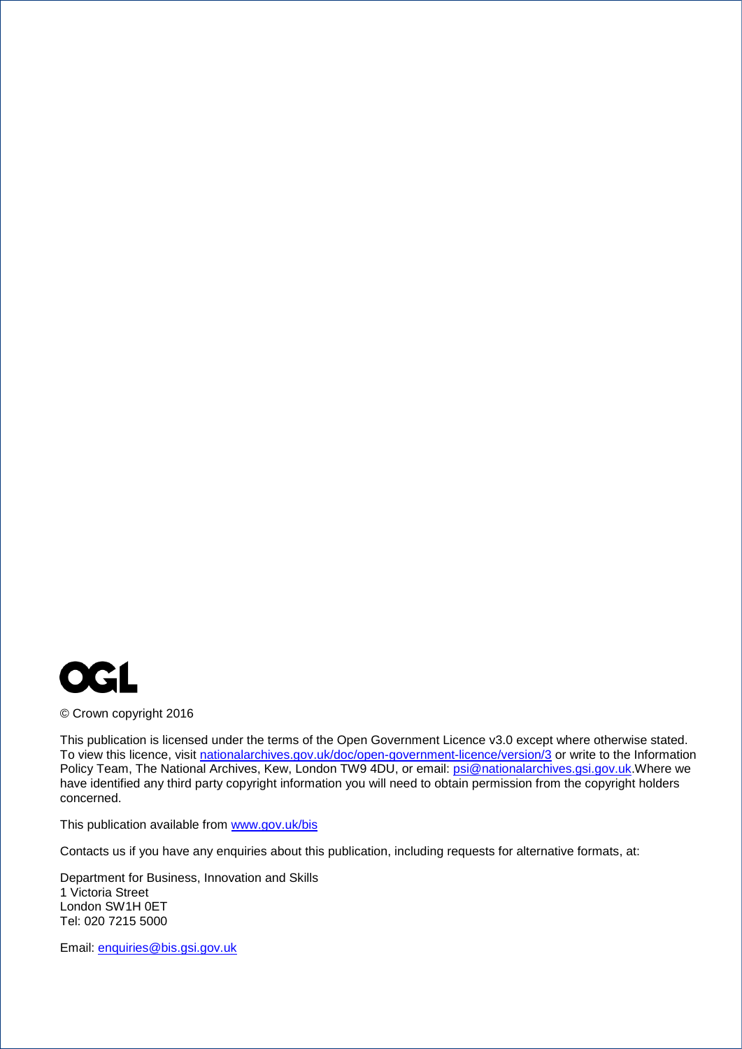OGL

© Crown copyright 2016

This publication is licensed under the terms of the Open Government Licence v3.0 except where otherwise stated. To view this licence, visit nationalarchives.gov.uk/doc/open-government-licence/version/3 or write to the Information Policy Team, The National Archives, Kew, London TW9 4DU, or email: psi@nationalarchives.gsi.gov.uk.Where we have identified any third party copyright information you will need to obtain permission from the copyright holders concerned.

This publication available from www.gov.uk/bis

Contacts us if you have any enquiries about this publication, including requests for alternative formats, at:

Department for Business, Innovation and Skills
1 Victoria Street
London SW1H 0ET
Tel: 020 7215 5000

Email: enquiries@bis.gsi.gov.uk